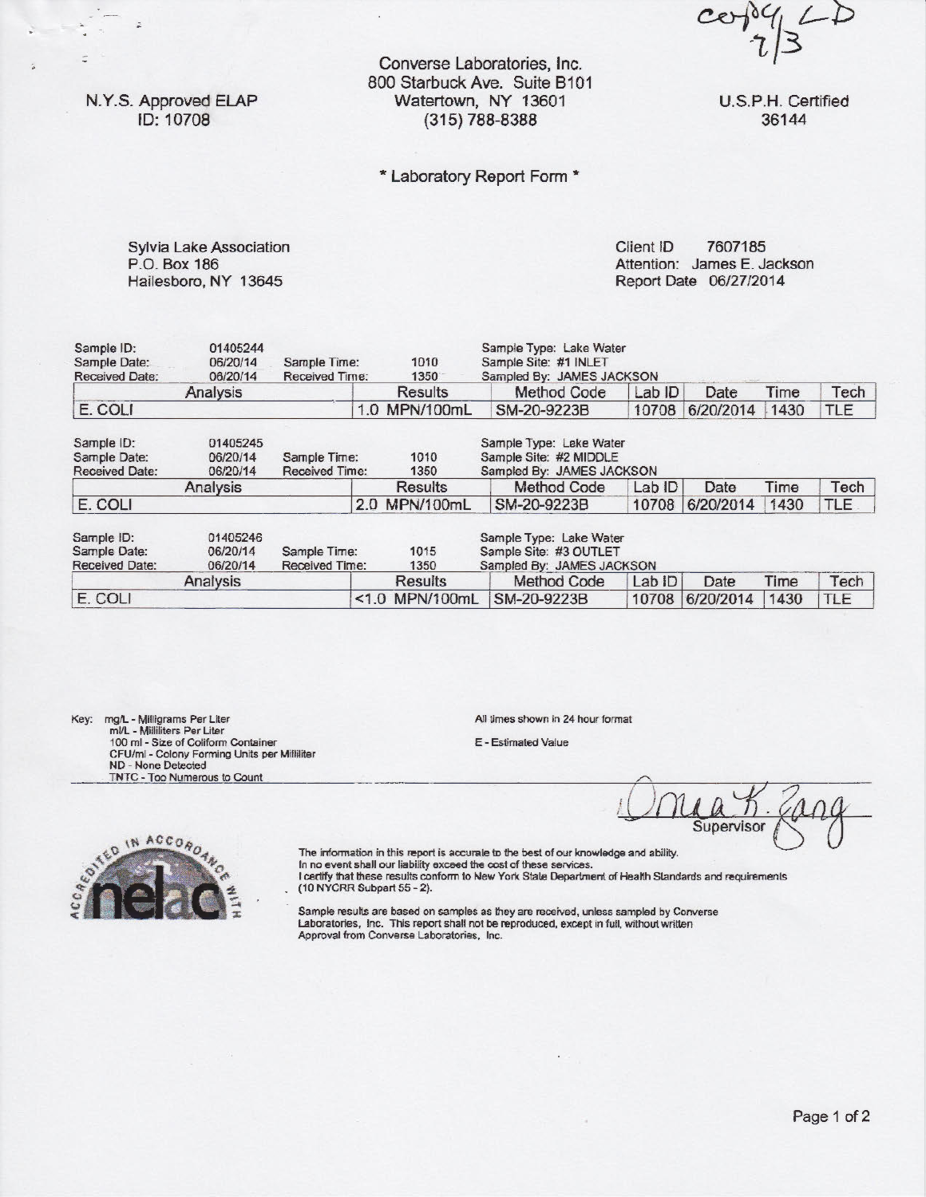copy LD 7/3

N.Y.S. Approved ELAP
ID: 10708

Converse Laboratories, Inc.
800 Starbuck Ave. Suite B101
Watertown, NY 13601
(315) 788-8388

U.S.P.H. Certified
36144

## * Laboratory Report Form *

Sylvia Lake Association
P.O. Box 186
Hailesboro, NY 13645

Client ID 7607185
Attention: James E. Jackson
Report Date 06/27/2014

Sample ID: 01405244
Sample Date: 06/20/14 Sample Time: 1010
Received Date: 06/20/14 Received Time: 1350
Sample Type: Lake Water
Sample Site: #1 INLET
Sampled By: JAMES JACKSON

| Analysis | Results | Method Code | Lab ID | Date | Time | Tech |
|---|---|---|---|---|---|---|
| E. COLI | 1.0 MPN/100mL | SM-20-9223B | 10708 | 6/20/2014 | 1430 | TLE |

Sample ID: 01405245
Sample Date: 06/20/14 Sample Time: 1010
Received Date: 06/20/14 Received Time: 1350
Sample Type: Lake Water
Sample Site: #2 MIDDLE
Sampled By: JAMES JACKSON

| Analysis | Results | Method Code | Lab ID | Date | Time | Tech |
|---|---|---|---|---|---|---|
| E. COLI | 2.0 MPN/100mL | SM-20-9223B | 10708 | 6/20/2014 | 1430 | TLE |

Sample ID: 01405246
Sample Date: 06/20/14 Sample Time: 1015
Received Date: 06/20/14 Received Time: 1350
Sample Type: Lake Water
Sample Site: #3 OUTLET
Sampled By: JAMES JACKSON

| Analysis | Results | Method Code | Lab ID | Date | Time | Tech |
|---|---|---|---|---|---|---|
| E. COLI | <1.0 MPN/100mL | SM-20-9223B | 10708 | 6/20/2014 | 1430 | TLE |

Key: mg/L - Milligrams Per Liter
ml/L - Milliliters Per Liter
100 ml - Size of Coliform Container
CFU/ml - Colony Forming Units per Milliliter
ND - None Detected
TNTC - Too Numerous to Count

All times shown in 24 hour format

E - Estimated Value

Supervisor

ACCREDITED IN ACCORDANCE WITH nelac

The information in this report is accurate to the best of our knowledge and ability.
In no event shall our liability exceed the cost of these services.
I certify that these results conform to New York State Department of Health Standards and requirements (10 NYCRR Subpart 55 - 2).

Sample results are based on samples as they are received, unless sampled by Converse Laboratories, Inc. This report shall not be reproduced, except in full, without written Approval from Converse Laboratories, Inc.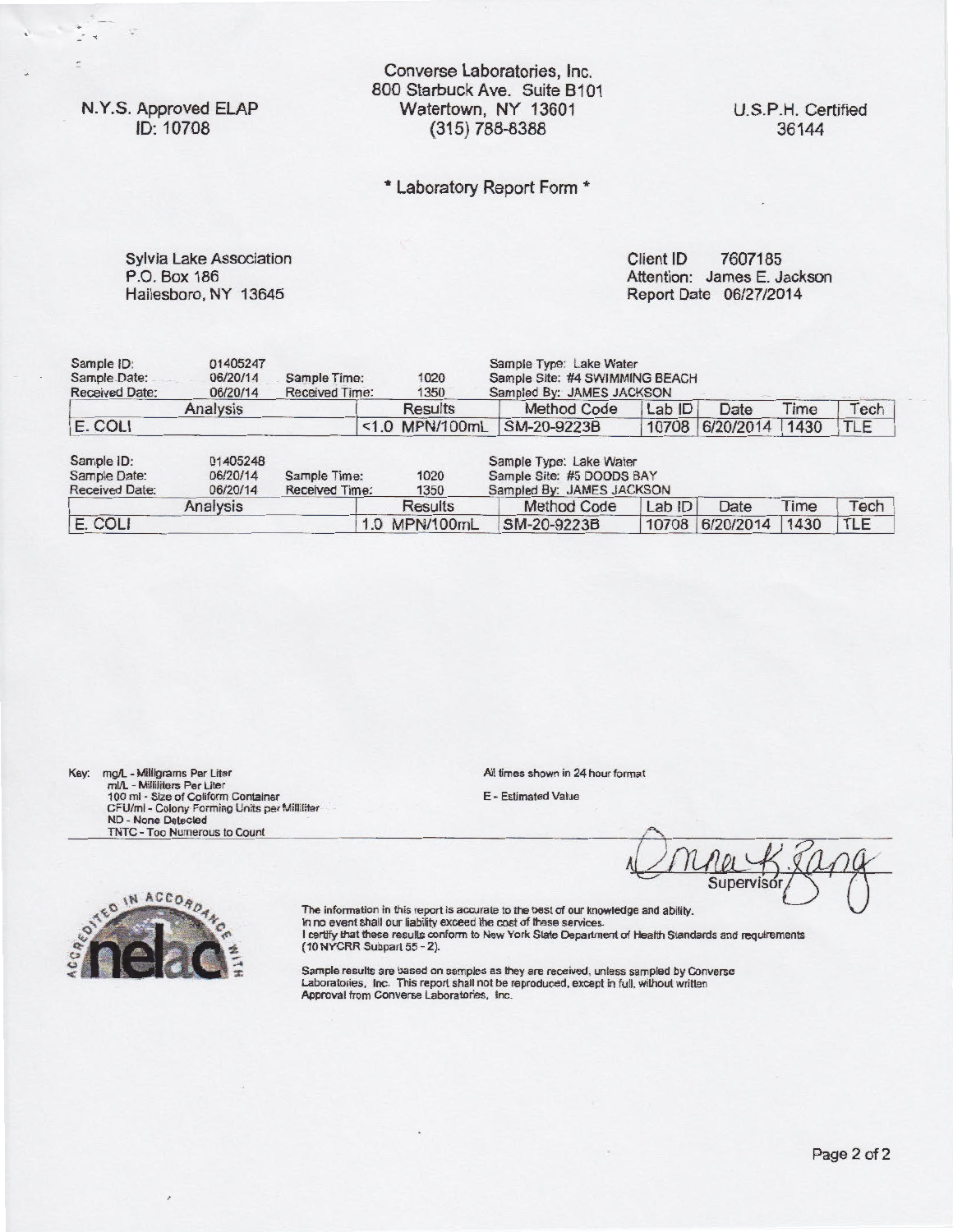N.Y.S. Approved ELAP
ID: 10708

Converse Laboratories, Inc.
800 Starbuck Ave. Suite B101
Watertown, NY 13601
(315) 788-8388

U.S.P.H. Certified
36144

## * Laboratory Report Form *

Sylvia Lake Association
P.O. Box 186
Hailesboro, NY 13645

Client ID 7607185
Attention: James E. Jackson
Report Date 06/27/2014

Sample ID: 01405247
Sample Date: 06/20/14 Sample Time: 1020
Received Date: 06/20/14 Received Time: 1350
Sample Type: Lake Water
Sample Site: #4 SWIMMING BEACH
Sampled By: JAMES JACKSON

| Analysis | Results | Method Code | Lab ID | Date | Time | Tech |
|---|---|---|---|---|---|---|
| E. COLI | <1.0 MPN/100mL | SM-20-9223B | 10708 | 6/20/2014 | 1430 | TLE |

Sample ID: 01405248
Sample Date: 06/20/14 Sample Time: 1020
Received Date: 06/20/14 Received Time: 1350
Sample Type: Lake Water
Sample Site: #5 DOODS BAY
Sampled By: JAMES JACKSON

| Analysis | Results | Method Code | Lab ID | Date | Time | Tech |
|---|---|---|---|---|---|---|
| E. COLI | 1.0 MPN/100mL | SM-20-9223B | 10708 | 6/20/2014 | 1430 | TLE |

Key: mg/L - Milligrams Per Liter
ml/L - Milliliters Per Liter
100 ml - Size of Coliform Container
CFU/ml - Colony Forming Units per Milliliter
ND - None Detected
TNTC - Too Numerous to Count

All times shown in 24 hour format

E - Estimated Value

Supervisor

The information in this report is accurate to the best of our knowledge and ability.
In no event shall our liability exceed the cost of these services.
I certify that these results conform to New York State Department of Health Standards and requirements (10 NYCRR Subpart 55 - 2).

Sample results are based on samples as they are received, unless sampled by Converse Laboratories, Inc. This report shall not be reproduced, except in full, without written Approval from Converse Laboratories, Inc.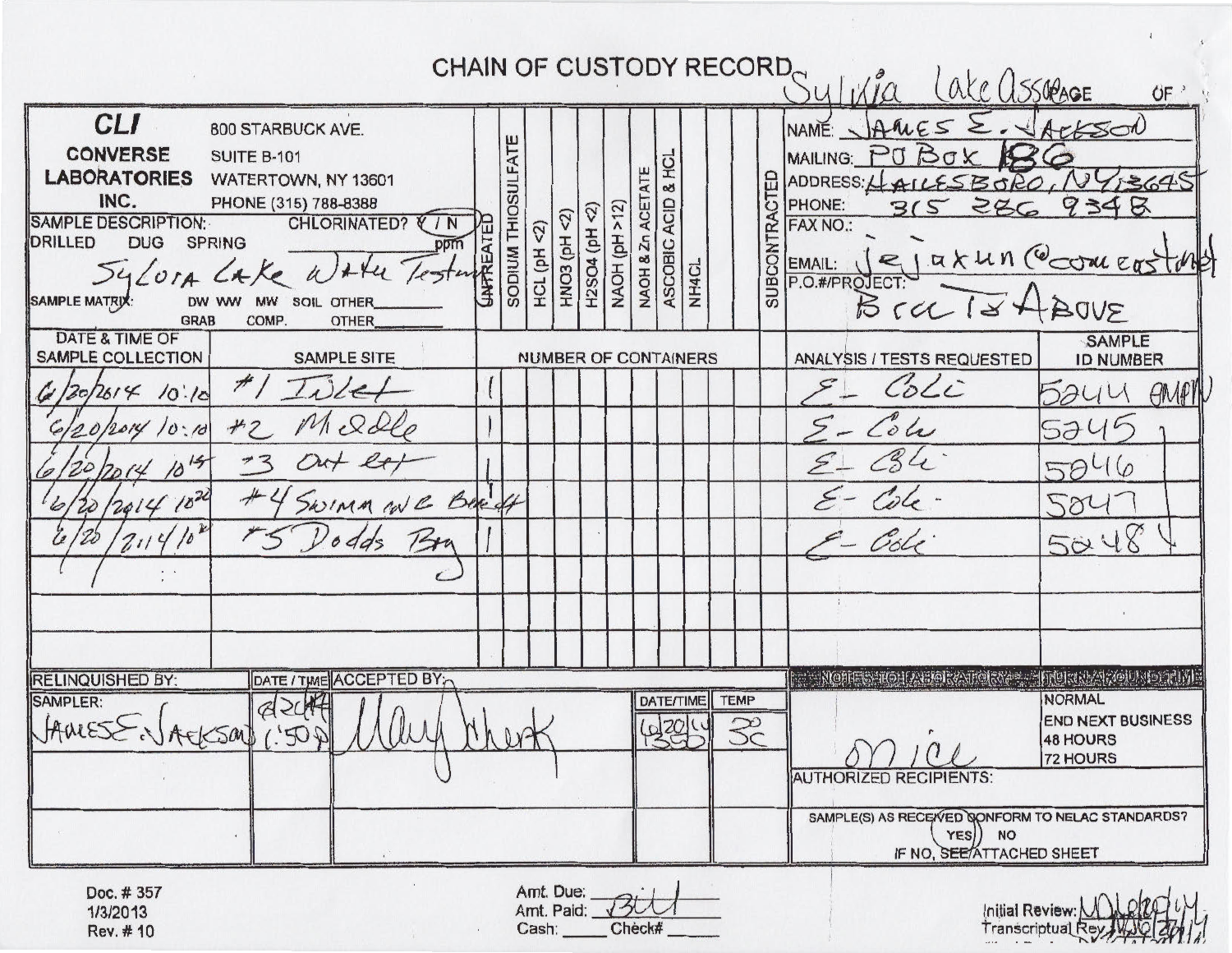# CHAIN OF CUSTODY RECORD

Sylvia Lake Assoc. PAGE OF

**CLI CONVERSE LABORATORIES INC.**
800 STARBUCK AVE.
SUITE B-101
WATERTOWN, NY 13601
PHONE (315) 788-8388

NAME: JAMES E. JACKSON
MAILING: PO BOX 186
ADDRESS: HAILESBORO, NY 13645
PHONE: 315 286 9348
FAX NO.:
EMAIL: jejaxun@comcast.net
P.O.#/PROJECT: Bill To Above

SAMPLE DESCRIPTION: CHLORINATED? Y / (N)
DRILLED DUG SPRING ______ ppm
Sylvia Lake Water Testing
SAMPLE MATRIX: DW WW MW SOIL OTHER______
GRAB COMP. OTHER______

| DATE & TIME OF SAMPLE COLLECTION | SAMPLE SITE | UNTREATED | SODIUM THIOSULFATE | HCL (pH <2) | HNO3 (pH <2) | H2SO4 (pH <2) | NAOH (pH >12) | NAOH & Zn ACETATE | ASCOBIC ACID & HCL | NH4CL | | | SUBCONTRACTED | ANALYSIS / TESTS REQUESTED | SAMPLE ID NUMBER |
|---|---|---|---|---|---|---|---|---|---|---|---|---|---|---|---|
| 6/20/2014 10:10 | #1 Inlet | 1 | | | | | | | | | | | | E- Coli | 5244 0MPN |
| 6/20/2014 10:10 | #2 Middle | 1 | | | | | | | | | | | | E- Coli | 5245 |
| 6/20/2014 10:15 | #3 Out let | 1 | | | | | | | | | | | | E- Coli | 5246 |
| 6/20/2014 10:20 | #4 Swimming Beach | 1 | | | | | | | | | | | | E- Coli | 5247 |
| 6/20/2014 10:30 | #5 Dodds Bay | 1 | | | | | | | | | | | | E- Coli | 5248 |
| | | | | | | | | | | | | | | | |
| | | | | | | | | | | | | | | | |
| | | | | | | | | | | | | | | | |

NUMBER OF CONTAINERS

| RELINQUISHED BY: | DATE / TIME | ACCEPTED BY: | DATE/TIME | TEMP |
|---|---|---|---|---|
| SAMPLER: JAMES E. JACKSON | 6/20/14 1:50p | Mary Chent | 6/20/14 1350 | 3°C |
| | | | | |
| | | | | |

NOTES TO LABORATORY: on ice

TURNAROUND TIME:
- NORMAL
- END NEXT BUSINESS
- 48 HOURS
- 72 HOURS

AUTHORIZED RECIPIENTS:

SAMPLE(S) AS RECEIVED CONFORM TO NELAC STANDARDS? (YES) NO
IF NO, SEE ATTACHED SHEET

Doc. # 357
1/3/2013
Rev. # 10

Amt. Due: Bill
Amt. Paid: Bill
Cash: _____ Check# _____

Initial Review: MDL 6/20/14
Transcriptual Rev. MJC 6/20/14